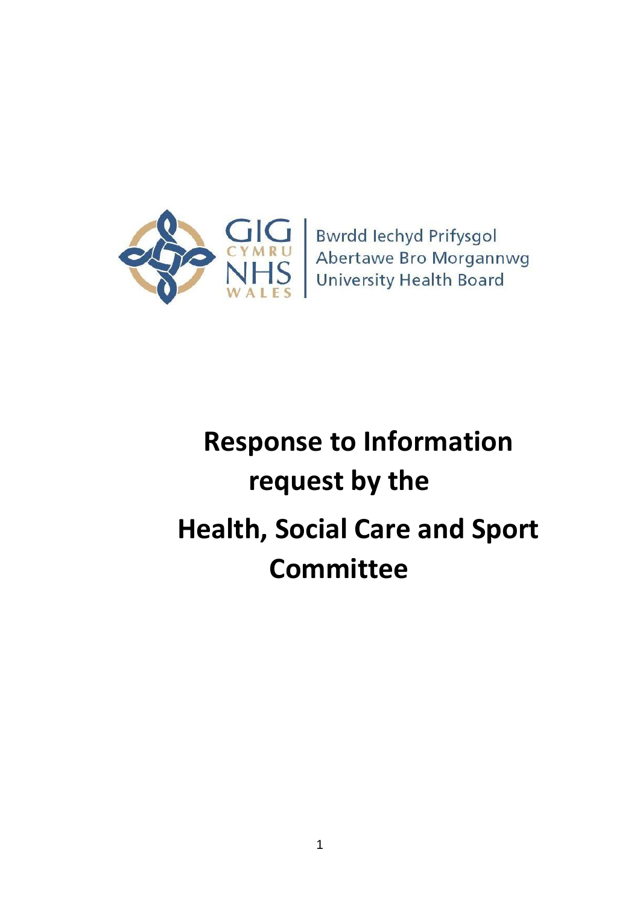GIG CYMRU NHS WALES

Bwrdd Iechyd Prifysgol Abertawe Bro Morgannwg University Health Board

# Response to Information request by the Health, Social Care and Sport Committee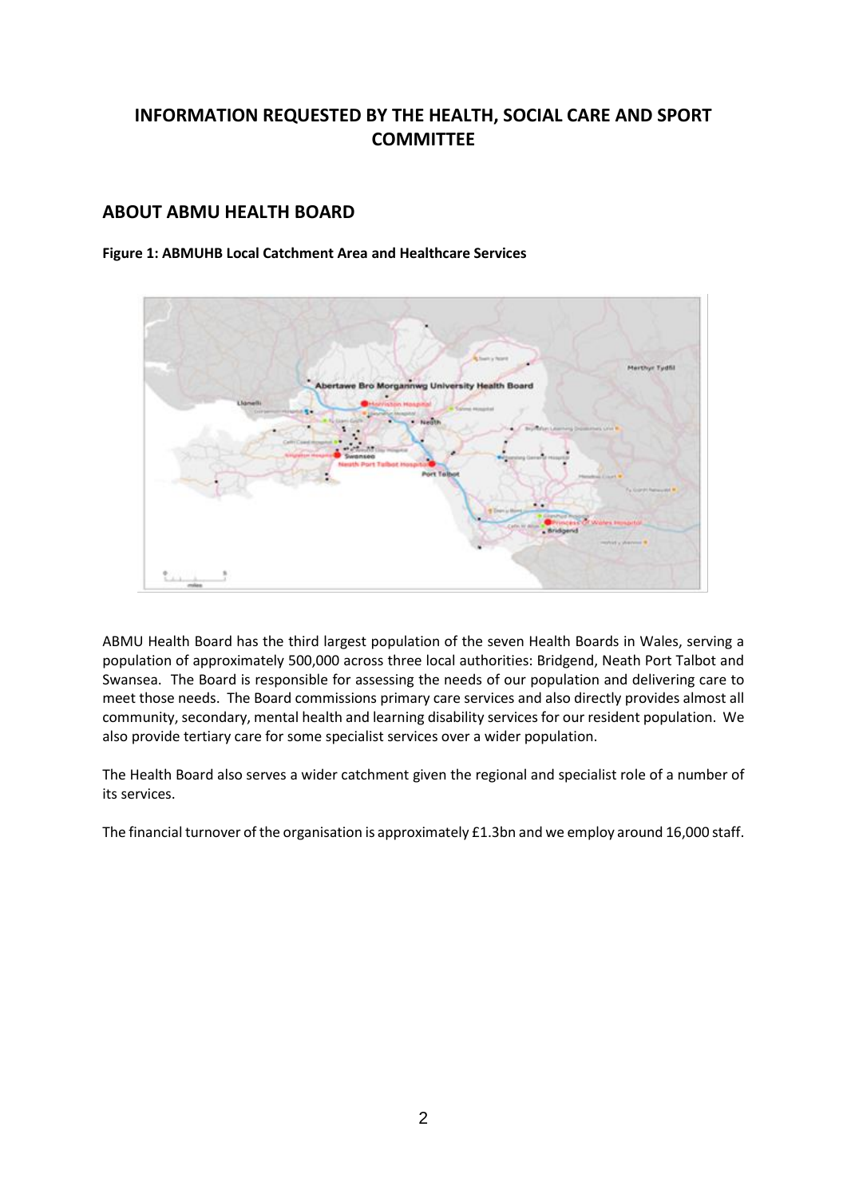# INFORMATION REQUESTED BY THE HEALTH, SOCIAL CARE AND SPORT COMMITTEE

## ABOUT ABMU HEALTH BOARD

**Figure 1: ABMUHB Local Catchment Area and Healthcare Services**

ABMU Health Board has the third largest population of the seven Health Boards in Wales, serving a population of approximately 500,000 across three local authorities: Bridgend, Neath Port Talbot and Swansea. The Board is responsible for assessing the needs of our population and delivering care to meet those needs. The Board commissions primary care services and also directly provides almost all community, secondary, mental health and learning disability services for our resident population. We also provide tertiary care for some specialist services over a wider population.

The Health Board also serves a wider catchment given the regional and specialist role of a number of its services.

The financial turnover of the organisation is approximately £1.3bn and we employ around 16,000 staff.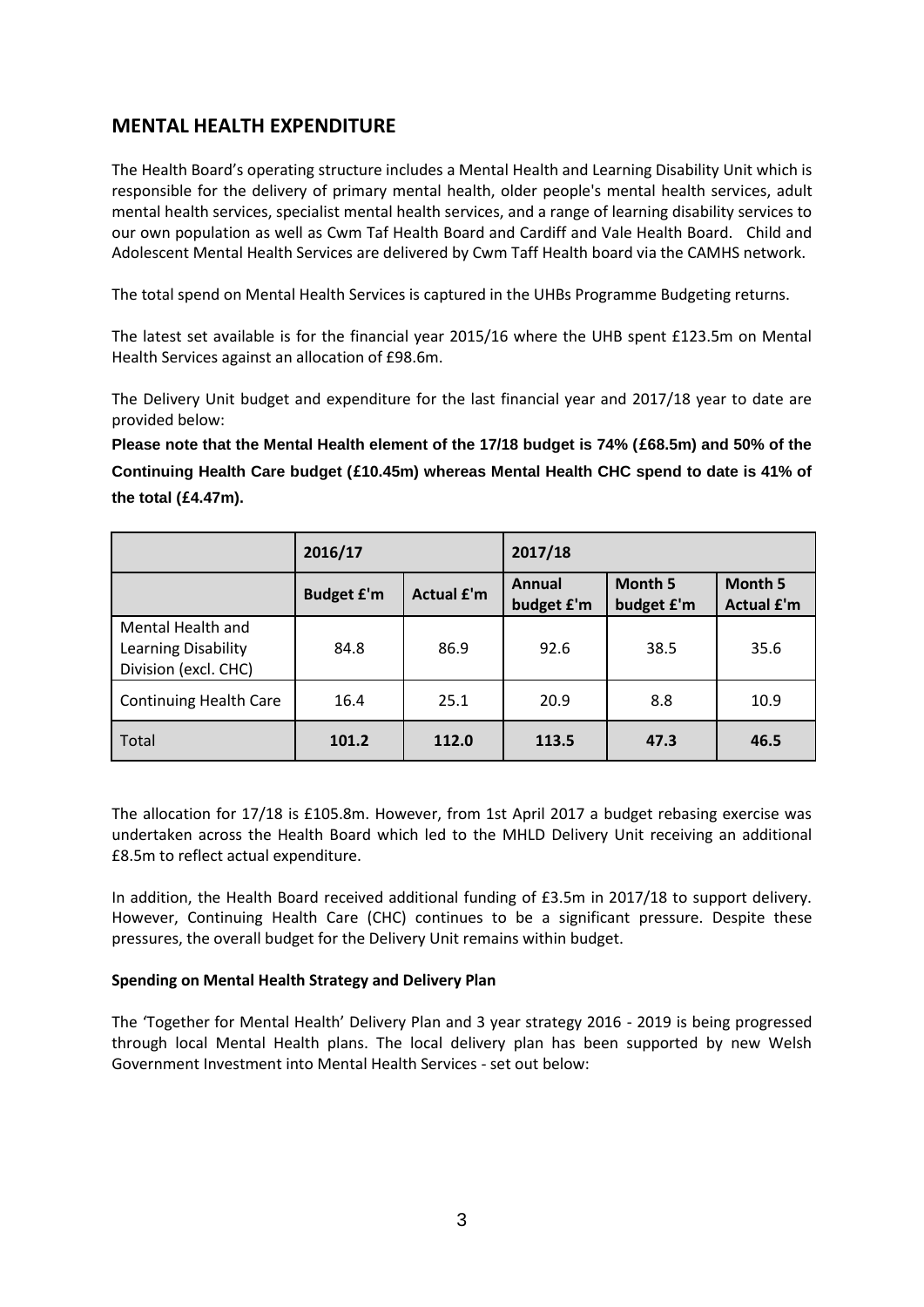## MENTAL HEALTH EXPENDITURE

The Health Board's operating structure includes a Mental Health and Learning Disability Unit which is responsible for the delivery of primary mental health, older people's mental health services, adult mental health services, specialist mental health services, and a range of learning disability services to our own population as well as Cwm Taf Health Board and Cardiff and Vale Health Board. Child and Adolescent Mental Health Services are delivered by Cwm Taff Health board via the CAMHS network.

The total spend on Mental Health Services is captured in the UHBs Programme Budgeting returns.

The latest set available is for the financial year 2015/16 where the UHB spent £123.5m on Mental Health Services against an allocation of £98.6m.

The Delivery Unit budget and expenditure for the last financial year and 2017/18 year to date are provided below:

**Please note that the Mental Health element of the 17/18 budget is 74% (£68.5m) and 50% of the Continuing Health Care budget (£10.45m) whereas Mental Health CHC spend to date is 41% of the total (£4.47m).**

| | 2016/17 | | 2017/18 | | |
|---|---|---|---|---|---|
| | Budget £'m | Actual £'m | Annual budget £'m | Month 5 budget £'m | Month 5 Actual £'m |
| Mental Health and Learning Disability Division (excl. CHC) | 84.8 | 86.9 | 92.6 | 38.5 | 35.6 |
| Continuing Health Care | 16.4 | 25.1 | 20.9 | 8.8 | 10.9 |
| Total | **101.2** | **112.0** | **113.5** | **47.3** | **46.5** |

The allocation for 17/18 is £105.8m. However, from 1st April 2017 a budget rebasing exercise was undertaken across the Health Board which led to the MHLD Delivery Unit receiving an additional £8.5m to reflect actual expenditure.

In addition, the Health Board received additional funding of £3.5m in 2017/18 to support delivery. However, Continuing Health Care (CHC) continues to be a significant pressure. Despite these pressures, the overall budget for the Delivery Unit remains within budget.

**Spending on Mental Health Strategy and Delivery Plan**

The 'Together for Mental Health' Delivery Plan and 3 year strategy 2016 - 2019 is being progressed through local Mental Health plans. The local delivery plan has been supported by new Welsh Government Investment into Mental Health Services - set out below: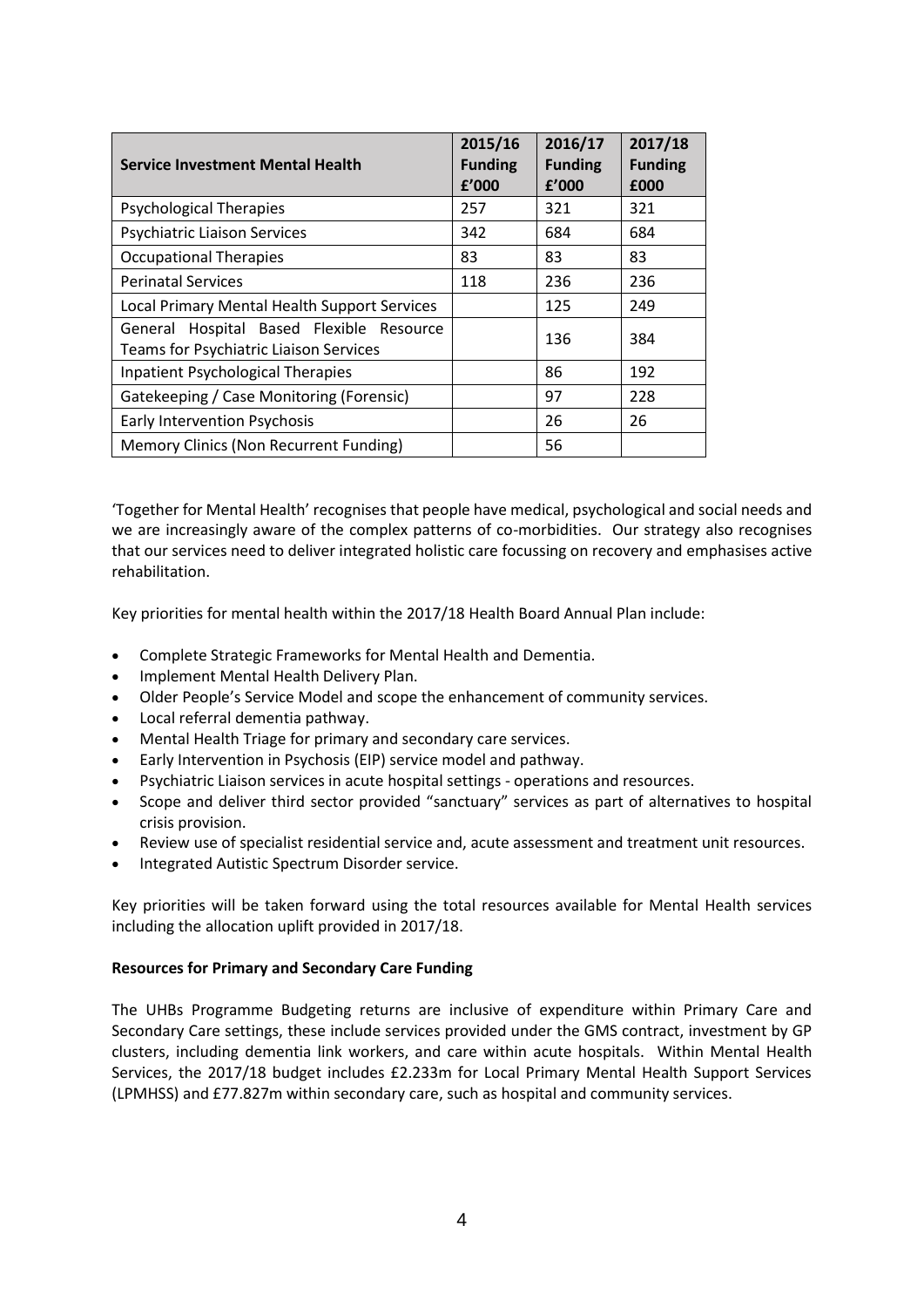| Service Investment Mental Health | 2015/16 Funding £'000 | 2016/17 Funding £'000 | 2017/18 Funding £000 |
|---|---|---|---|
| Psychological Therapies | 257 | 321 | 321 |
| Psychiatric Liaison Services | 342 | 684 | 684 |
| Occupational Therapies | 83 | 83 | 83 |
| Perinatal Services | 118 | 236 | 236 |
| Local Primary Mental Health Support Services | | 125 | 249 |
| General Hospital Based Flexible Resource Teams for Psychiatric Liaison Services | | 136 | 384 |
| Inpatient Psychological Therapies | | 86 | 192 |
| Gatekeeping / Case Monitoring (Forensic) | | 97 | 228 |
| Early Intervention Psychosis | | 26 | 26 |
| Memory Clinics (Non Recurrent Funding) | | 56 | |

'Together for Mental Health' recognises that people have medical, psychological and social needs and we are increasingly aware of the complex patterns of co-morbidities. Our strategy also recognises that our services need to deliver integrated holistic care focussing on recovery and emphasises active rehabilitation.

Key priorities for mental health within the 2017/18 Health Board Annual Plan include:

- Complete Strategic Frameworks for Mental Health and Dementia.
- Implement Mental Health Delivery Plan.
- Older People's Service Model and scope the enhancement of community services.
- Local referral dementia pathway.
- Mental Health Triage for primary and secondary care services.
- Early Intervention in Psychosis (EIP) service model and pathway.
- Psychiatric Liaison services in acute hospital settings - operations and resources.
- Scope and deliver third sector provided "sanctuary" services as part of alternatives to hospital crisis provision.
- Review use of specialist residential service and, acute assessment and treatment unit resources.
- Integrated Autistic Spectrum Disorder service.

Key priorities will be taken forward using the total resources available for Mental Health services including the allocation uplift provided in 2017/18.

**Resources for Primary and Secondary Care Funding**

The UHBs Programme Budgeting returns are inclusive of expenditure within Primary Care and Secondary Care settings, these include services provided under the GMS contract, investment by GP clusters, including dementia link workers, and care within acute hospitals. Within Mental Health Services, the 2017/18 budget includes £2.233m for Local Primary Mental Health Support Services (LPMHSS) and £77.827m within secondary care, such as hospital and community services.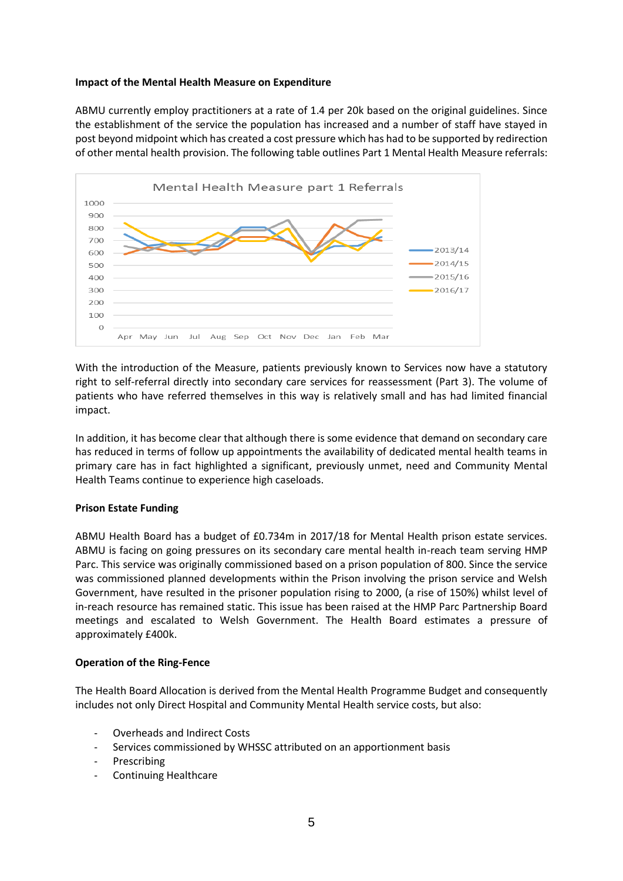**Impact of the Mental Health Measure on Expenditure**

ABMU currently employ practitioners at a rate of 1.4 per 20k based on the original guidelines. Since the establishment of the service the population has increased and a number of staff have stayed in post beyond midpoint which has created a cost pressure which has had to be supported by redirection of other mental health provision. The following table outlines Part 1 Mental Health Measure referrals:

With the introduction of the Measure, patients previously known to Services now have a statutory right to self-referral directly into secondary care services for reassessment (Part 3). The volume of patients who have referred themselves in this way is relatively small and has had limited financial impact.

In addition, it has become clear that although there is some evidence that demand on secondary care has reduced in terms of follow up appointments the availability of dedicated mental health teams in primary care has in fact highlighted a significant, previously unmet, need and Community Mental Health Teams continue to experience high caseloads.

**Prison Estate Funding**

ABMU Health Board has a budget of £0.734m in 2017/18 for Mental Health prison estate services. ABMU is facing on going pressures on its secondary care mental health in-reach team serving HMP Parc. This service was originally commissioned based on a prison population of 800. Since the service was commissioned planned developments within the Prison involving the prison service and Welsh Government, have resulted in the prisoner population rising to 2000, (a rise of 150%) whilst level of in-reach resource has remained static. This issue has been raised at the HMP Parc Partnership Board meetings and escalated to Welsh Government. The Health Board estimates a pressure of approximately £400k.

**Operation of the Ring-Fence**

The Health Board Allocation is derived from the Mental Health Programme Budget and consequently includes not only Direct Hospital and Community Mental Health service costs, but also:

- Overheads and Indirect Costs
- Services commissioned by WHSSC attributed on an apportionment basis
- Prescribing
- Continuing Healthcare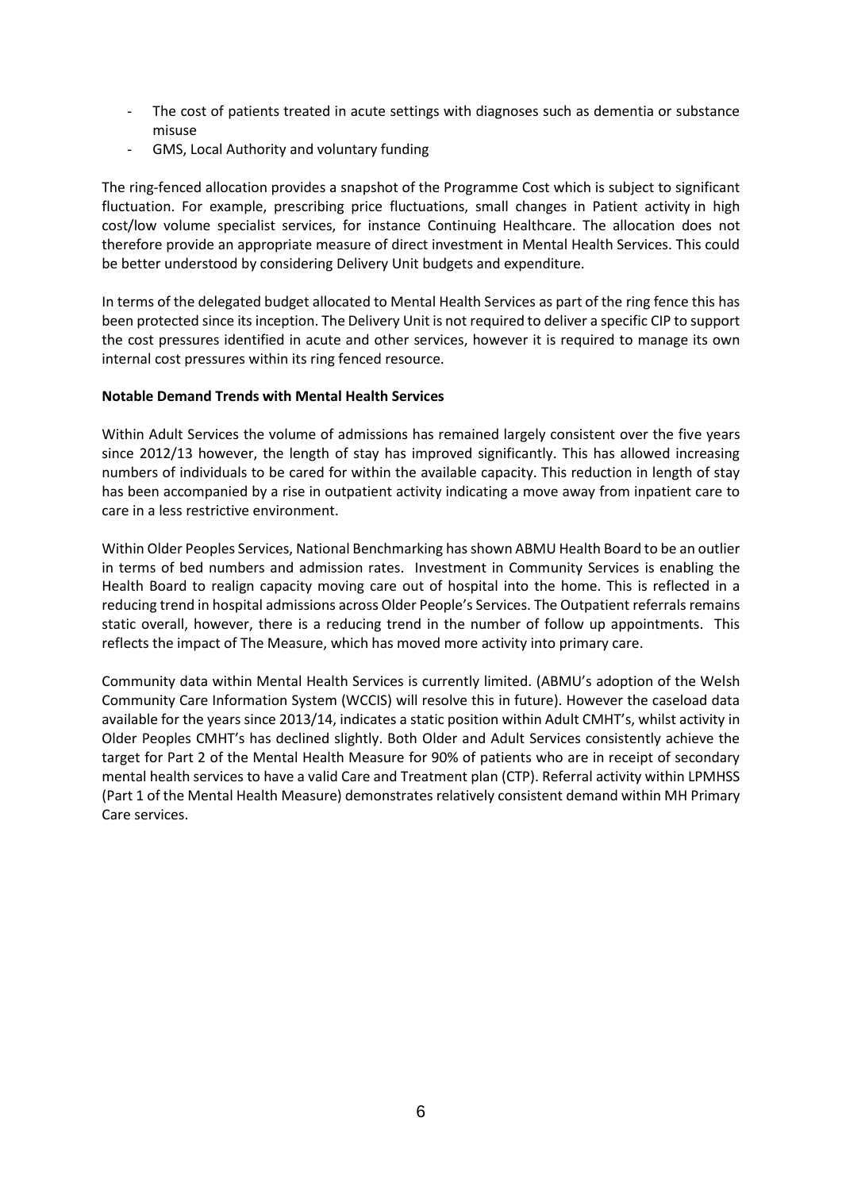- The cost of patients treated in acute settings with diagnoses such as dementia or substance misuse
- GMS, Local Authority and voluntary funding

The ring-fenced allocation provides a snapshot of the Programme Cost which is subject to significant fluctuation. For example, prescribing price fluctuations, small changes in Patient activity in high cost/low volume specialist services, for instance Continuing Healthcare. The allocation does not therefore provide an appropriate measure of direct investment in Mental Health Services. This could be better understood by considering Delivery Unit budgets and expenditure.

In terms of the delegated budget allocated to Mental Health Services as part of the ring fence this has been protected since its inception. The Delivery Unit is not required to deliver a specific CIP to support the cost pressures identified in acute and other services, however it is required to manage its own internal cost pressures within its ring fenced resource.

**Notable Demand Trends with Mental Health Services**

Within Adult Services the volume of admissions has remained largely consistent over the five years since 2012/13 however, the length of stay has improved significantly. This has allowed increasing numbers of individuals to be cared for within the available capacity. This reduction in length of stay has been accompanied by a rise in outpatient activity indicating a move away from inpatient care to care in a less restrictive environment.

Within Older Peoples Services, National Benchmarking has shown ABMU Health Board to be an outlier in terms of bed numbers and admission rates. Investment in Community Services is enabling the Health Board to realign capacity moving care out of hospital into the home. This is reflected in a reducing trend in hospital admissions across Older People's Services. The Outpatient referrals remains static overall, however, there is a reducing trend in the number of follow up appointments. This reflects the impact of The Measure, which has moved more activity into primary care.

Community data within Mental Health Services is currently limited. (ABMU's adoption of the Welsh Community Care Information System (WCCIS) will resolve this in future). However the caseload data available for the years since 2013/14, indicates a static position within Adult CMHT's, whilst activity in Older Peoples CMHT's has declined slightly. Both Older and Adult Services consistently achieve the target for Part 2 of the Mental Health Measure for 90% of patients who are in receipt of secondary mental health services to have a valid Care and Treatment plan (CTP). Referral activity within LPMHSS (Part 1 of the Mental Health Measure) demonstrates relatively consistent demand within MH Primary Care services.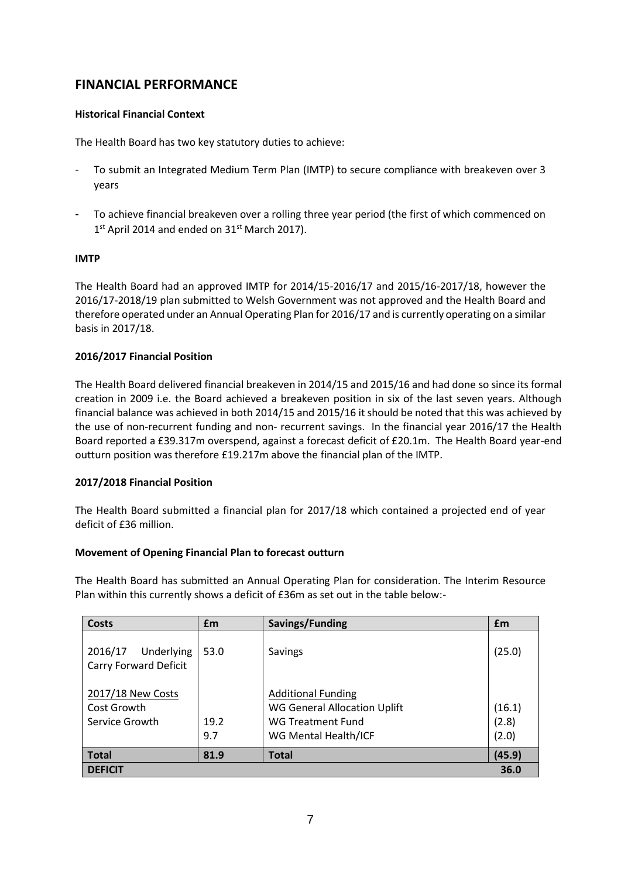## FINANCIAL PERFORMANCE

**Historical Financial Context**

The Health Board has two key statutory duties to achieve:

- To submit an Integrated Medium Term Plan (IMTP) to secure compliance with breakeven over 3 years
- To achieve financial breakeven over a rolling three year period (the first of which commenced on 1st April 2014 and ended on 31st March 2017).

**IMTP**

The Health Board had an approved IMTP for 2014/15-2016/17 and 2015/16-2017/18, however the 2016/17-2018/19 plan submitted to Welsh Government was not approved and the Health Board and therefore operated under an Annual Operating Plan for 2016/17 and is currently operating on a similar basis in 2017/18.

**2016/2017 Financial Position**

The Health Board delivered financial breakeven in 2014/15 and 2015/16 and had done so since its formal creation in 2009 i.e. the Board achieved a breakeven position in six of the last seven years. Although financial balance was achieved in both 2014/15 and 2015/16 it should be noted that this was achieved by the use of non-recurrent funding and non- recurrent savings. In the financial year 2016/17 the Health Board reported a £39.317m overspend, against a forecast deficit of £20.1m. The Health Board year-end outturn position was therefore £19.217m above the financial plan of the IMTP.

**2017/2018 Financial Position**

The Health Board submitted a financial plan for 2017/18 which contained a projected end of year deficit of £36 million.

**Movement of Opening Financial Plan to forecast outturn**

The Health Board has submitted an Annual Operating Plan for consideration. The Interim Resource Plan within this currently shows a deficit of £36m as set out in the table below:-

| Costs | £m | Savings/Funding | £m |
|---|---|---|---|
| 2016/17 Underlying Carry Forward Deficit | 53.0 | Savings | (25.0) |
| 2017/18 New Costs | | Additional Funding | |
| Cost Growth | | WG General Allocation Uplift | (16.1) |
| Service Growth | 19.2 | WG Treatment Fund | (2.8) |
| | 9.7 | WG Mental Health/ICF | (2.0) |
| **Total** | **81.9** | **Total** | **(45.9)** |
| **DEFICIT** | | | **36.0** |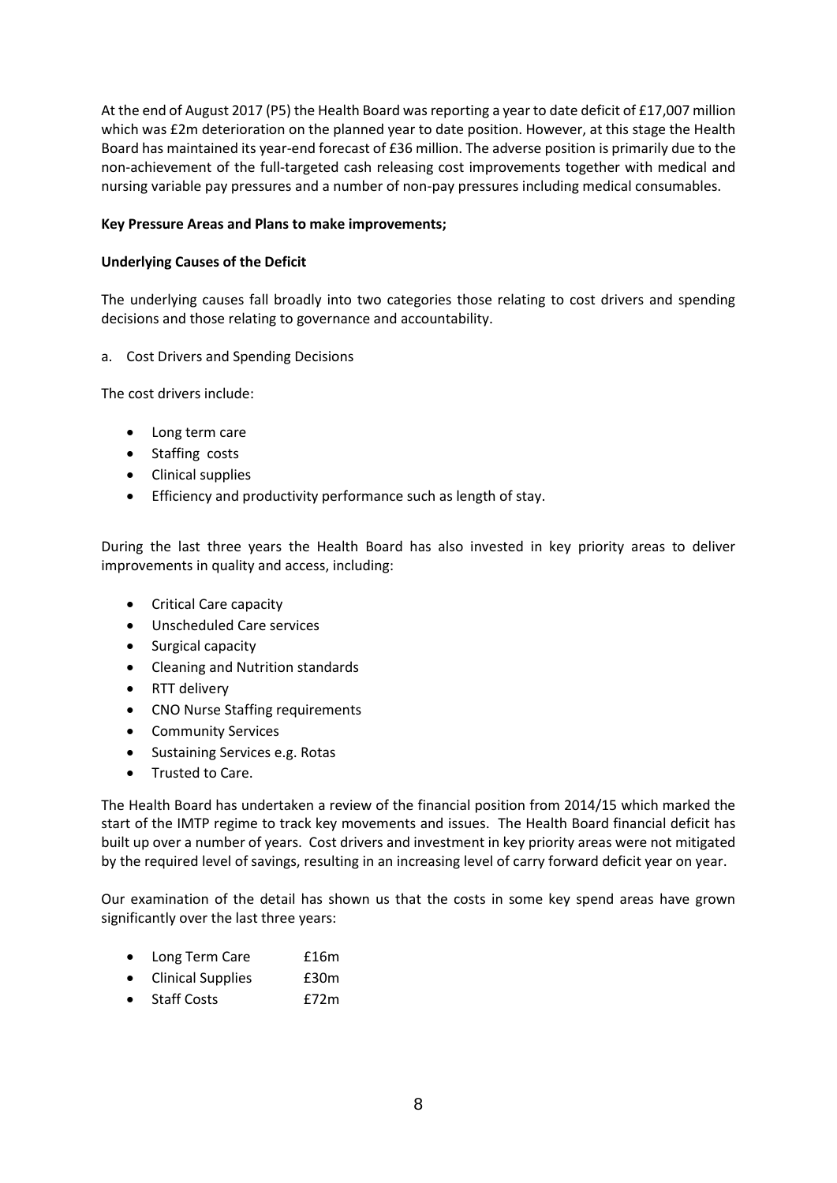At the end of August 2017 (P5) the Health Board was reporting a year to date deficit of £17,007 million which was £2m deterioration on the planned year to date position. However, at this stage the Health Board has maintained its year-end forecast of £36 million. The adverse position is primarily due to the non-achievement of the full-targeted cash releasing cost improvements together with medical and nursing variable pay pressures and a number of non-pay pressures including medical consumables.

**Key Pressure Areas and Plans to make improvements;**

**Underlying Causes of the Deficit**

The underlying causes fall broadly into two categories those relating to cost drivers and spending decisions and those relating to governance and accountability.

a. Cost Drivers and Spending Decisions

The cost drivers include:

- Long term care
- Staffing costs
- Clinical supplies
- Efficiency and productivity performance such as length of stay.

During the last three years the Health Board has also invested in key priority areas to deliver improvements in quality and access, including:

- Critical Care capacity
- Unscheduled Care services
- Surgical capacity
- Cleaning and Nutrition standards
- RTT delivery
- CNO Nurse Staffing requirements
- Community Services
- Sustaining Services e.g. Rotas
- Trusted to Care.

The Health Board has undertaken a review of the financial position from 2014/15 which marked the start of the IMTP regime to track key movements and issues. The Health Board financial deficit has built up over a number of years. Cost drivers and investment in key priority areas were not mitigated by the required level of savings, resulting in an increasing level of carry forward deficit year on year.

Our examination of the detail has shown us that the costs in some key spend areas have grown significantly over the last three years:

- Long Term Care £16m
- Clinical Supplies £30m
- Staff Costs £72m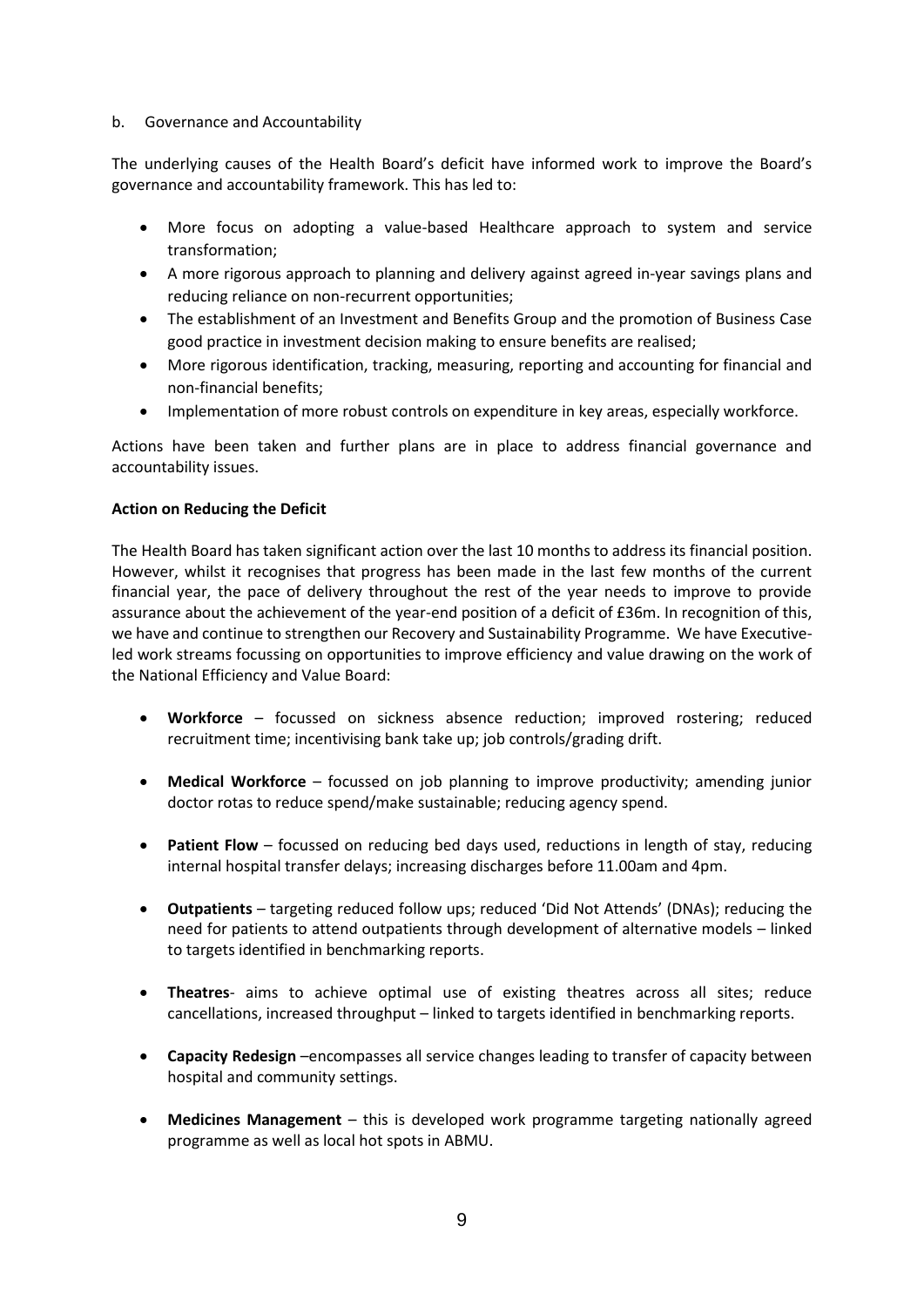b. Governance and Accountability

The underlying causes of the Health Board's deficit have informed work to improve the Board's governance and accountability framework. This has led to:

- More focus on adopting a value-based Healthcare approach to system and service transformation;
- A more rigorous approach to planning and delivery against agreed in-year savings plans and reducing reliance on non-recurrent opportunities;
- The establishment of an Investment and Benefits Group and the promotion of Business Case good practice in investment decision making to ensure benefits are realised;
- More rigorous identification, tracking, measuring, reporting and accounting for financial and non-financial benefits;
- Implementation of more robust controls on expenditure in key areas, especially workforce.

Actions have been taken and further plans are in place to address financial governance and accountability issues.

**Action on Reducing the Deficit**

The Health Board has taken significant action over the last 10 months to address its financial position. However, whilst it recognises that progress has been made in the last few months of the current financial year, the pace of delivery throughout the rest of the year needs to improve to provide assurance about the achievement of the year-end position of a deficit of £36m. In recognition of this, we have and continue to strengthen our Recovery and Sustainability Programme. We have Executive-led work streams focussing on opportunities to improve efficiency and value drawing on the work of the National Efficiency and Value Board:

- **Workforce** – focussed on sickness absence reduction; improved rostering; reduced recruitment time; incentivising bank take up; job controls/grading drift.
- **Medical Workforce** – focussed on job planning to improve productivity; amending junior doctor rotas to reduce spend/make sustainable; reducing agency spend.
- **Patient Flow** – focussed on reducing bed days used, reductions in length of stay, reducing internal hospital transfer delays; increasing discharges before 11.00am and 4pm.
- **Outpatients** – targeting reduced follow ups; reduced 'Did Not Attends' (DNAs); reducing the need for patients to attend outpatients through development of alternative models – linked to targets identified in benchmarking reports.
- **Theatres**- aims to achieve optimal use of existing theatres across all sites; reduce cancellations, increased throughput – linked to targets identified in benchmarking reports.
- **Capacity Redesign** –encompasses all service changes leading to transfer of capacity between hospital and community settings.
- **Medicines Management** – this is developed work programme targeting nationally agreed programme as well as local hot spots in ABMU.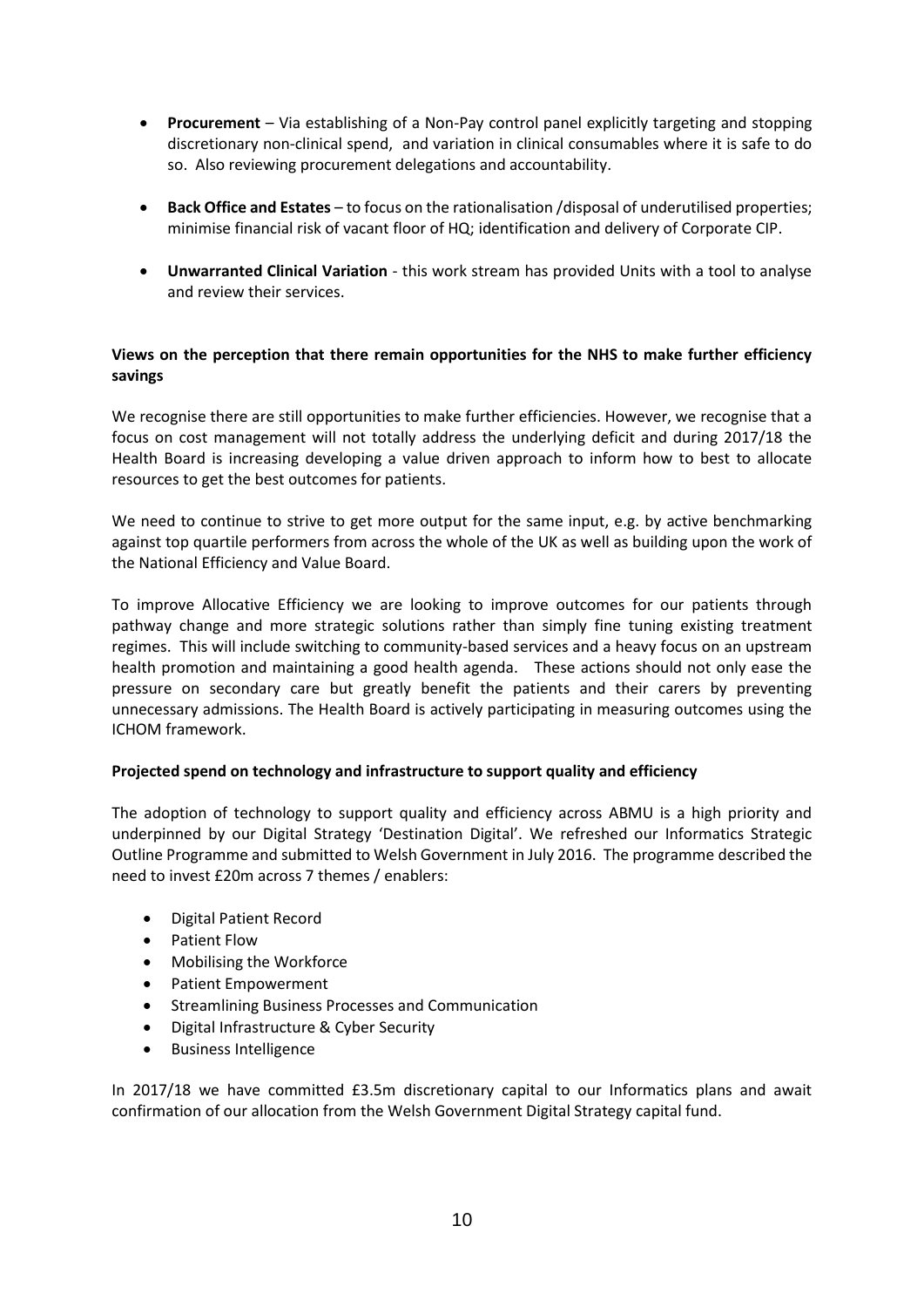- **Procurement** – Via establishing of a Non-Pay control panel explicitly targeting and stopping discretionary non-clinical spend, and variation in clinical consumables where it is safe to do so. Also reviewing procurement delegations and accountability.

- **Back Office and Estates** – to focus on the rationalisation /disposal of underutilised properties; minimise financial risk of vacant floor of HQ; identification and delivery of Corporate CIP.

- **Unwarranted Clinical Variation** - this work stream has provided Units with a tool to analyse and review their services.

**Views on the perception that there remain opportunities for the NHS to make further efficiency savings**

We recognise there are still opportunities to make further efficiencies. However, we recognise that a focus on cost management will not totally address the underlying deficit and during 2017/18 the Health Board is increasing developing a value driven approach to inform how to best to allocate resources to get the best outcomes for patients.

We need to continue to strive to get more output for the same input, e.g. by active benchmarking against top quartile performers from across the whole of the UK as well as building upon the work of the National Efficiency and Value Board.

To improve Allocative Efficiency we are looking to improve outcomes for our patients through pathway change and more strategic solutions rather than simply fine tuning existing treatment regimes. This will include switching to community-based services and a heavy focus on an upstream health promotion and maintaining a good health agenda. These actions should not only ease the pressure on secondary care but greatly benefit the patients and their carers by preventing unnecessary admissions. The Health Board is actively participating in measuring outcomes using the ICHOM framework.

**Projected spend on technology and infrastructure to support quality and efficiency**

The adoption of technology to support quality and efficiency across ABMU is a high priority and underpinned by our Digital Strategy 'Destination Digital'. We refreshed our Informatics Strategic Outline Programme and submitted to Welsh Government in July 2016. The programme described the need to invest £20m across 7 themes / enablers:

- Digital Patient Record
- Patient Flow
- Mobilising the Workforce
- Patient Empowerment
- Streamlining Business Processes and Communication
- Digital Infrastructure & Cyber Security
- Business Intelligence

In 2017/18 we have committed £3.5m discretionary capital to our Informatics plans and await confirmation of our allocation from the Welsh Government Digital Strategy capital fund.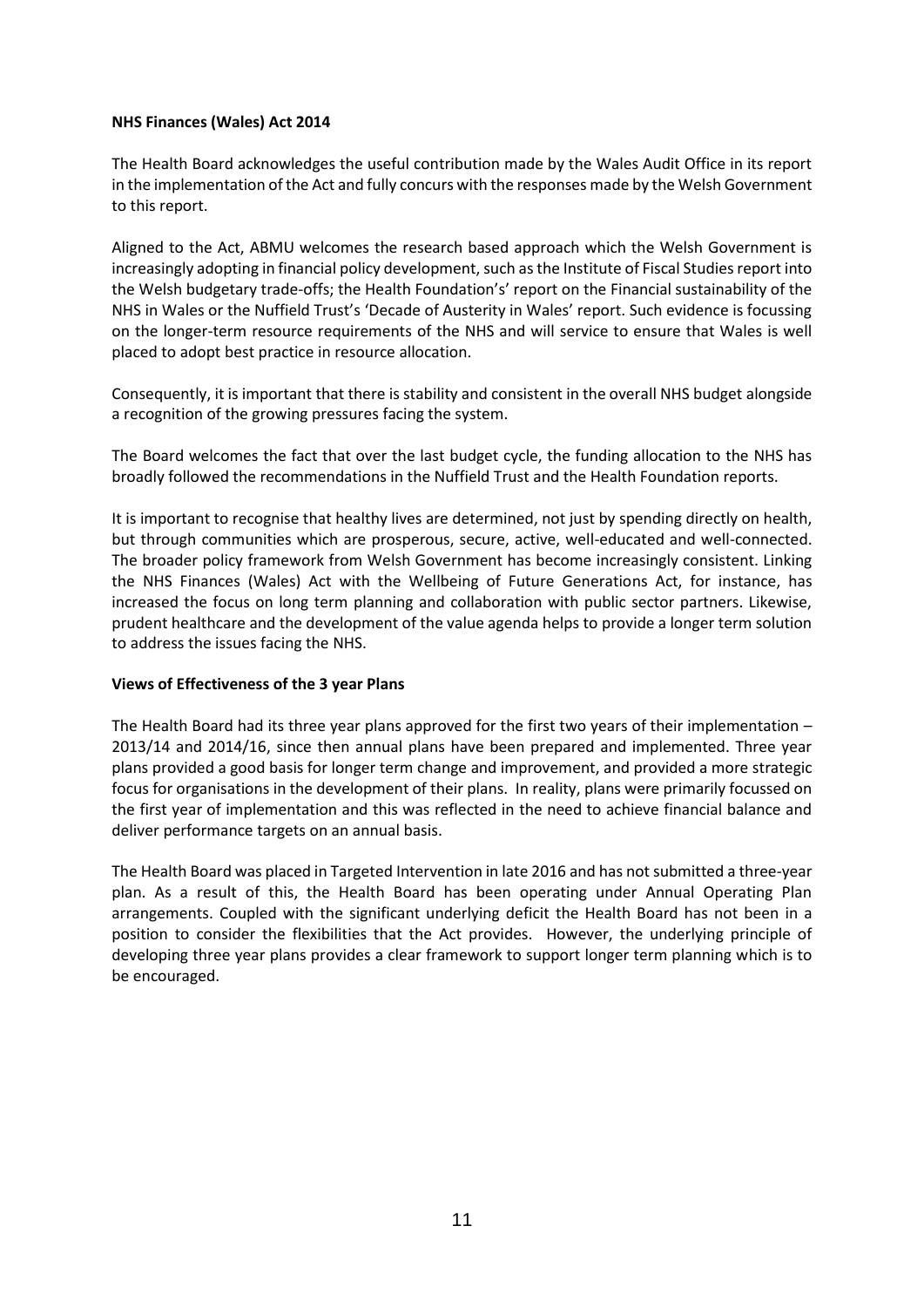**NHS Finances (Wales) Act 2014**

The Health Board acknowledges the useful contribution made by the Wales Audit Office in its report in the implementation of the Act and fully concurs with the responses made by the Welsh Government to this report.

Aligned to the Act, ABMU welcomes the research based approach which the Welsh Government is increasingly adopting in financial policy development, such as the Institute of Fiscal Studies report into the Welsh budgetary trade-offs; the Health Foundation's' report on the Financial sustainability of the NHS in Wales or the Nuffield Trust's 'Decade of Austerity in Wales' report. Such evidence is focussing on the longer-term resource requirements of the NHS and will service to ensure that Wales is well placed to adopt best practice in resource allocation.

Consequently, it is important that there is stability and consistent in the overall NHS budget alongside a recognition of the growing pressures facing the system.

The Board welcomes the fact that over the last budget cycle, the funding allocation to the NHS has broadly followed the recommendations in the Nuffield Trust and the Health Foundation reports.

It is important to recognise that healthy lives are determined, not just by spending directly on health, but through communities which are prosperous, secure, active, well-educated and well-connected. The broader policy framework from Welsh Government has become increasingly consistent. Linking the NHS Finances (Wales) Act with the Wellbeing of Future Generations Act, for instance, has increased the focus on long term planning and collaboration with public sector partners. Likewise, prudent healthcare and the development of the value agenda helps to provide a longer term solution to address the issues facing the NHS.

**Views of Effectiveness of the 3 year Plans**

The Health Board had its three year plans approved for the first two years of their implementation – 2013/14 and 2014/16, since then annual plans have been prepared and implemented. Three year plans provided a good basis for longer term change and improvement, and provided a more strategic focus for organisations in the development of their plans. In reality, plans were primarily focussed on the first year of implementation and this was reflected in the need to achieve financial balance and deliver performance targets on an annual basis.

The Health Board was placed in Targeted Intervention in late 2016 and has not submitted a three-year plan. As a result of this, the Health Board has been operating under Annual Operating Plan arrangements. Coupled with the significant underlying deficit the Health Board has not been in a position to consider the flexibilities that the Act provides. However, the underlying principle of developing three year plans provides a clear framework to support longer term planning which is to be encouraged.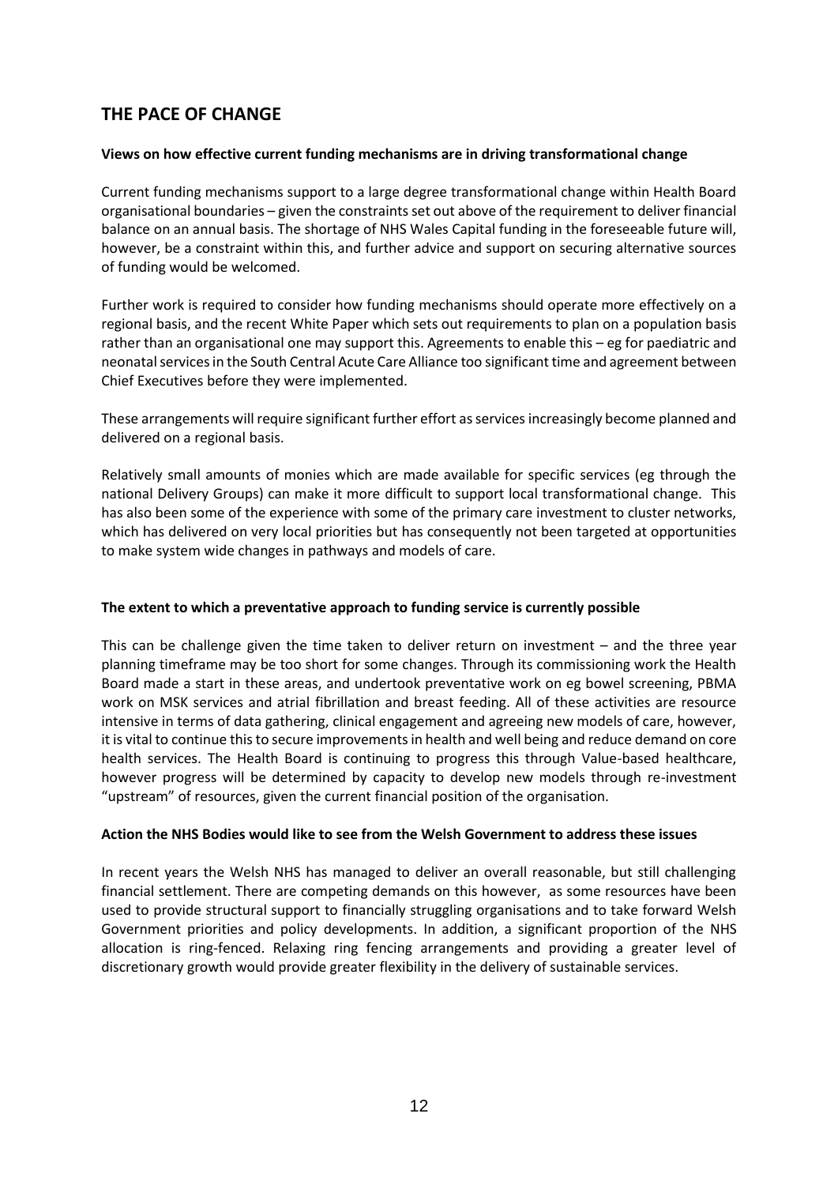## THE PACE OF CHANGE

**Views on how effective current funding mechanisms are in driving transformational change**

Current funding mechanisms support to a large degree transformational change within Health Board organisational boundaries – given the constraints set out above of the requirement to deliver financial balance on an annual basis. The shortage of NHS Wales Capital funding in the foreseeable future will, however, be a constraint within this, and further advice and support on securing alternative sources of funding would be welcomed.

Further work is required to consider how funding mechanisms should operate more effectively on a regional basis, and the recent White Paper which sets out requirements to plan on a population basis rather than an organisational one may support this. Agreements to enable this – eg for paediatric and neonatal services in the South Central Acute Care Alliance too significant time and agreement between Chief Executives before they were implemented.

These arrangements will require significant further effort as services increasingly become planned and delivered on a regional basis.

Relatively small amounts of monies which are made available for specific services (eg through the national Delivery Groups) can make it more difficult to support local transformational change. This has also been some of the experience with some of the primary care investment to cluster networks, which has delivered on very local priorities but has consequently not been targeted at opportunities to make system wide changes in pathways and models of care.

**The extent to which a preventative approach to funding service is currently possible**

This can be challenge given the time taken to deliver return on investment – and the three year planning timeframe may be too short for some changes. Through its commissioning work the Health Board made a start in these areas, and undertook preventative work on eg bowel screening, PBMA work on MSK services and atrial fibrillation and breast feeding. All of these activities are resource intensive in terms of data gathering, clinical engagement and agreeing new models of care, however, it is vital to continue this to secure improvements in health and well being and reduce demand on core health services. The Health Board is continuing to progress this through Value-based healthcare, however progress will be determined by capacity to develop new models through re-investment "upstream" of resources, given the current financial position of the organisation.

**Action the NHS Bodies would like to see from the Welsh Government to address these issues**

In recent years the Welsh NHS has managed to deliver an overall reasonable, but still challenging financial settlement. There are competing demands on this however, as some resources have been used to provide structural support to financially struggling organisations and to take forward Welsh Government priorities and policy developments. In addition, a significant proportion of the NHS allocation is ring-fenced. Relaxing ring fencing arrangements and providing a greater level of discretionary growth would provide greater flexibility in the delivery of sustainable services.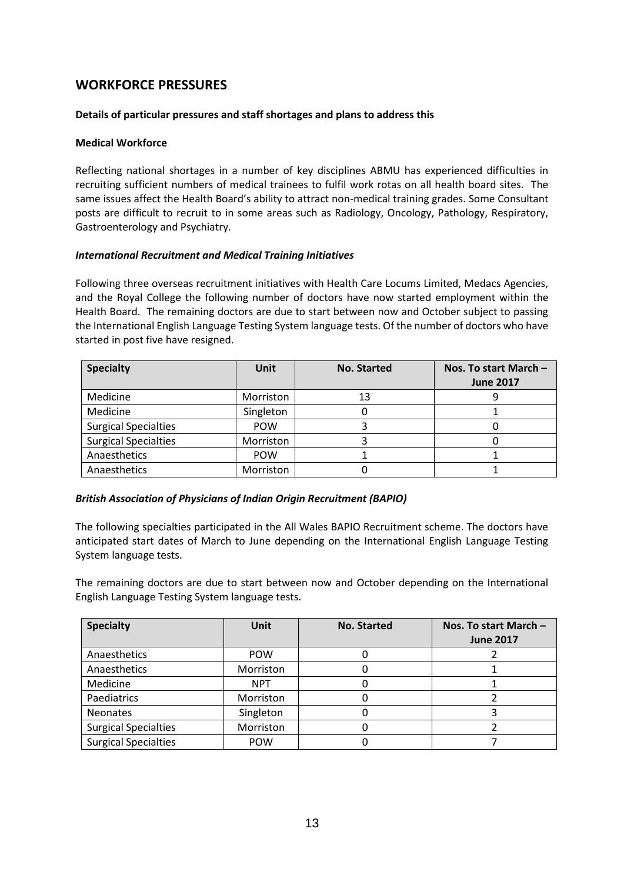## WORKFORCE PRESSURES

**Details of particular pressures and staff shortages and plans to address this**

**Medical Workforce**

Reflecting national shortages in a number of key disciplines ABMU has experienced difficulties in recruiting sufficient numbers of medical trainees to fulfil work rotas on all health board sites. The same issues affect the Health Board's ability to attract non-medical training grades. Some Consultant posts are difficult to recruit to in some areas such as Radiology, Oncology, Pathology, Respiratory, Gastroenterology and Psychiatry.

***International Recruitment and Medical Training Initiatives***

Following three overseas recruitment initiatives with Health Care Locums Limited, Medacs Agencies, and the Royal College the following number of doctors have now started employment within the Health Board. The remaining doctors are due to start between now and October subject to passing the International English Language Testing System language tests. Of the number of doctors who have started in post five have resigned.

| Specialty | Unit | No. Started | Nos. To start March – June 2017 |
|---|---|---|---|
| Medicine | Morriston | 13 | 9 |
| Medicine | Singleton | 0 | 1 |
| Surgical Specialties | POW | 3 | 0 |
| Surgical Specialties | Morriston | 3 | 0 |
| Anaesthetics | POW | 1 | 1 |
| Anaesthetics | Morriston | 0 | 1 |

***British Association of Physicians of Indian Origin Recruitment (BAPIO)***

The following specialties participated in the All Wales BAPIO Recruitment scheme. The doctors have anticipated start dates of March to June depending on the International English Language Testing System language tests.

The remaining doctors are due to start between now and October depending on the International English Language Testing System language tests.

| Specialty | Unit | No. Started | Nos. To start March – June 2017 |
|---|---|---|---|
| Anaesthetics | POW | 0 | 2 |
| Anaesthetics | Morriston | 0 | 1 |
| Medicine | NPT | 0 | 1 |
| Paediatrics | Morriston | 0 | 2 |
| Neonates | Singleton | 0 | 3 |
| Surgical Specialties | Morriston | 0 | 2 |
| Surgical Specialties | POW | 0 | 7 |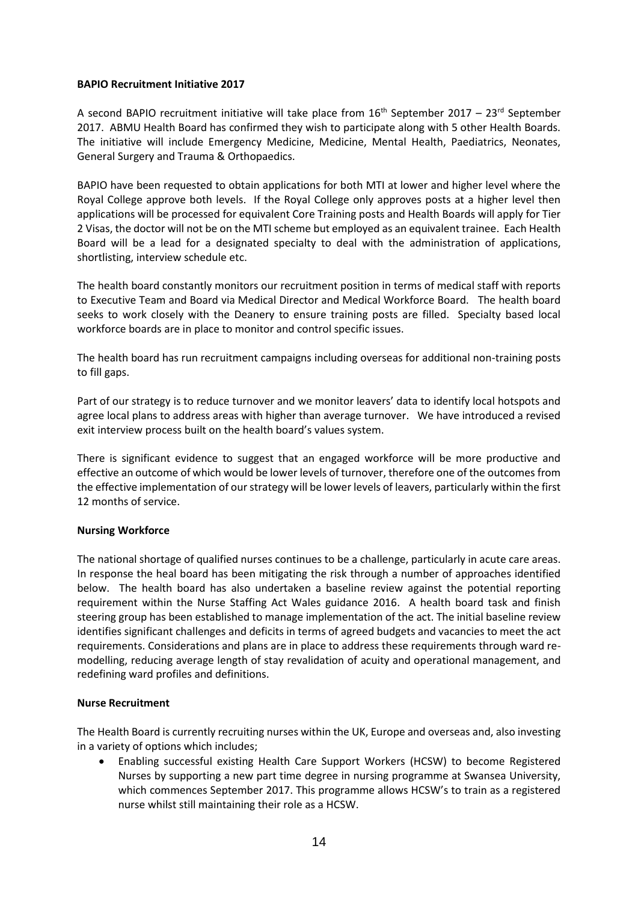**BAPIO Recruitment Initiative 2017**

A second BAPIO recruitment initiative will take place from 16th September 2017 – 23rd September 2017. ABMU Health Board has confirmed they wish to participate along with 5 other Health Boards. The initiative will include Emergency Medicine, Medicine, Mental Health, Paediatrics, Neonates, General Surgery and Trauma & Orthopaedics.

BAPIO have been requested to obtain applications for both MTI at lower and higher level where the Royal College approve both levels. If the Royal College only approves posts at a higher level then applications will be processed for equivalent Core Training posts and Health Boards will apply for Tier 2 Visas, the doctor will not be on the MTI scheme but employed as an equivalent trainee. Each Health Board will be a lead for a designated specialty to deal with the administration of applications, shortlisting, interview schedule etc.

The health board constantly monitors our recruitment position in terms of medical staff with reports to Executive Team and Board via Medical Director and Medical Workforce Board. The health board seeks to work closely with the Deanery to ensure training posts are filled. Specialty based local workforce boards are in place to monitor and control specific issues.

The health board has run recruitment campaigns including overseas for additional non-training posts to fill gaps.

Part of our strategy is to reduce turnover and we monitor leavers' data to identify local hotspots and agree local plans to address areas with higher than average turnover. We have introduced a revised exit interview process built on the health board's values system.

There is significant evidence to suggest that an engaged workforce will be more productive and effective an outcome of which would be lower levels of turnover, therefore one of the outcomes from the effective implementation of our strategy will be lower levels of leavers, particularly within the first 12 months of service.

**Nursing Workforce**

The national shortage of qualified nurses continues to be a challenge, particularly in acute care areas. In response the heal board has been mitigating the risk through a number of approaches identified below. The health board has also undertaken a baseline review against the potential reporting requirement within the Nurse Staffing Act Wales guidance 2016. A health board task and finish steering group has been established to manage implementation of the act. The initial baseline review identifies significant challenges and deficits in terms of agreed budgets and vacancies to meet the act requirements. Considerations and plans are in place to address these requirements through ward re-modelling, reducing average length of stay revalidation of acuity and operational management, and redefining ward profiles and definitions.

**Nurse Recruitment**

The Health Board is currently recruiting nurses within the UK, Europe and overseas and, also investing in a variety of options which includes;

- Enabling successful existing Health Care Support Workers (HCSW) to become Registered Nurses by supporting a new part time degree in nursing programme at Swansea University, which commences September 2017. This programme allows HCSW's to train as a registered nurse whilst still maintaining their role as a HCSW.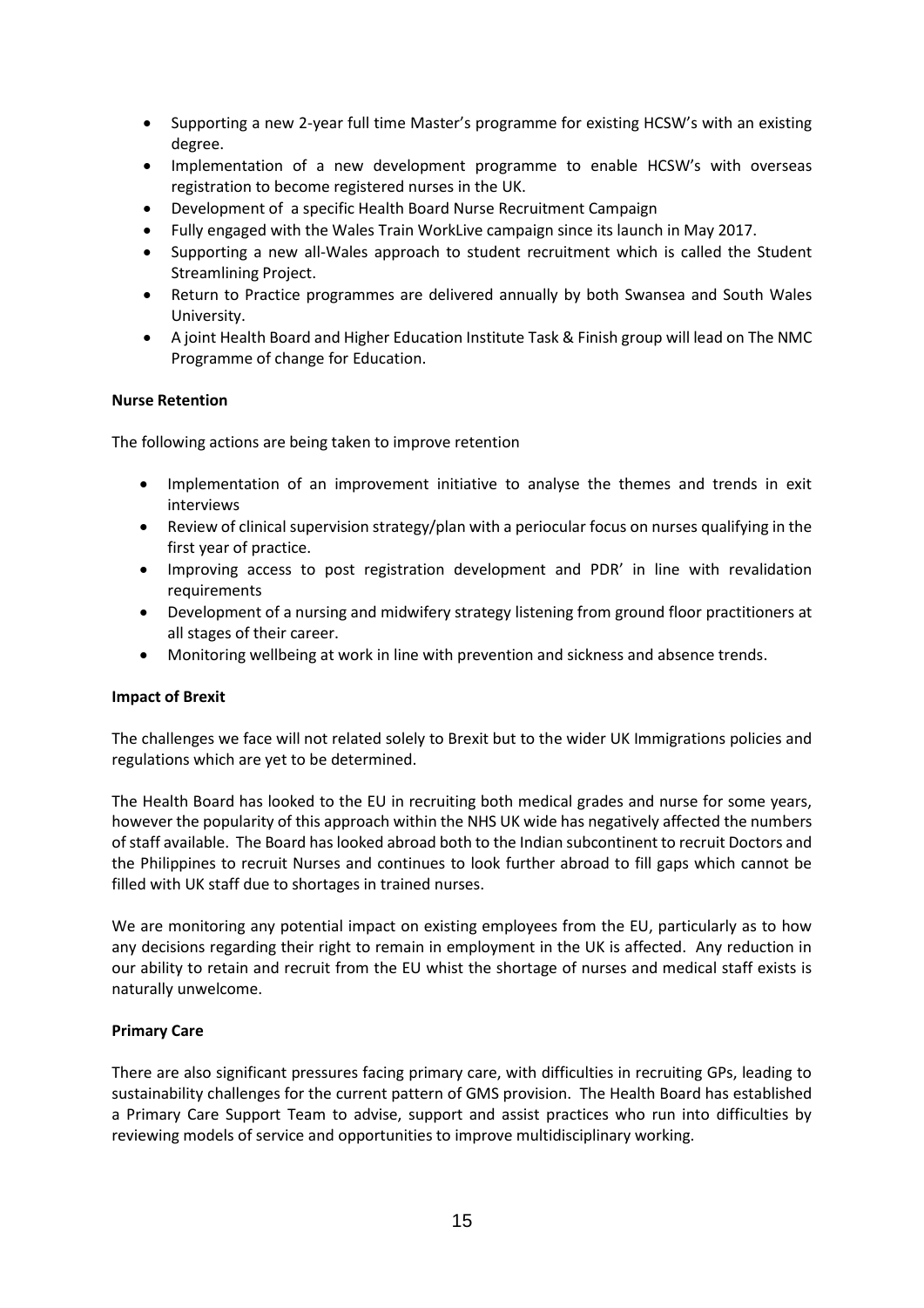- Supporting a new 2-year full time Master's programme for existing HCSW's with an existing degree.
- Implementation of a new development programme to enable HCSW's with overseas registration to become registered nurses in the UK.
- Development of a specific Health Board Nurse Recruitment Campaign
- Fully engaged with the Wales Train WorkLive campaign since its launch in May 2017.
- Supporting a new all-Wales approach to student recruitment which is called the Student Streamlining Project.
- Return to Practice programmes are delivered annually by both Swansea and South Wales University.
- A joint Health Board and Higher Education Institute Task & Finish group will lead on The NMC Programme of change for Education.

**Nurse Retention**

The following actions are being taken to improve retention

- Implementation of an improvement initiative to analyse the themes and trends in exit interviews
- Review of clinical supervision strategy/plan with a periocular focus on nurses qualifying in the first year of practice.
- Improving access to post registration development and PDR' in line with revalidation requirements
- Development of a nursing and midwifery strategy listening from ground floor practitioners at all stages of their career.
- Monitoring wellbeing at work in line with prevention and sickness and absence trends.

**Impact of Brexit**

The challenges we face will not related solely to Brexit but to the wider UK Immigrations policies and regulations which are yet to be determined.

The Health Board has looked to the EU in recruiting both medical grades and nurse for some years, however the popularity of this approach within the NHS UK wide has negatively affected the numbers of staff available. The Board has looked abroad both to the Indian subcontinent to recruit Doctors and the Philippines to recruit Nurses and continues to look further abroad to fill gaps which cannot be filled with UK staff due to shortages in trained nurses.

We are monitoring any potential impact on existing employees from the EU, particularly as to how any decisions regarding their right to remain in employment in the UK is affected. Any reduction in our ability to retain and recruit from the EU whist the shortage of nurses and medical staff exists is naturally unwelcome.

**Primary Care**

There are also significant pressures facing primary care, with difficulties in recruiting GPs, leading to sustainability challenges for the current pattern of GMS provision. The Health Board has established a Primary Care Support Team to advise, support and assist practices who run into difficulties by reviewing models of service and opportunities to improve multidisciplinary working.